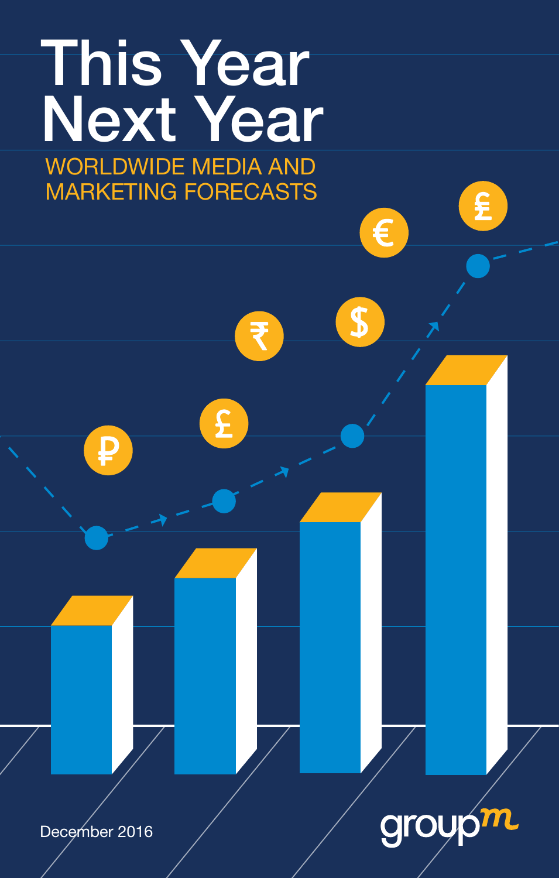# This Year Next Year

## WORLDWIDE MEDIA AND MARKETING FORECASTS

December 2016

groupm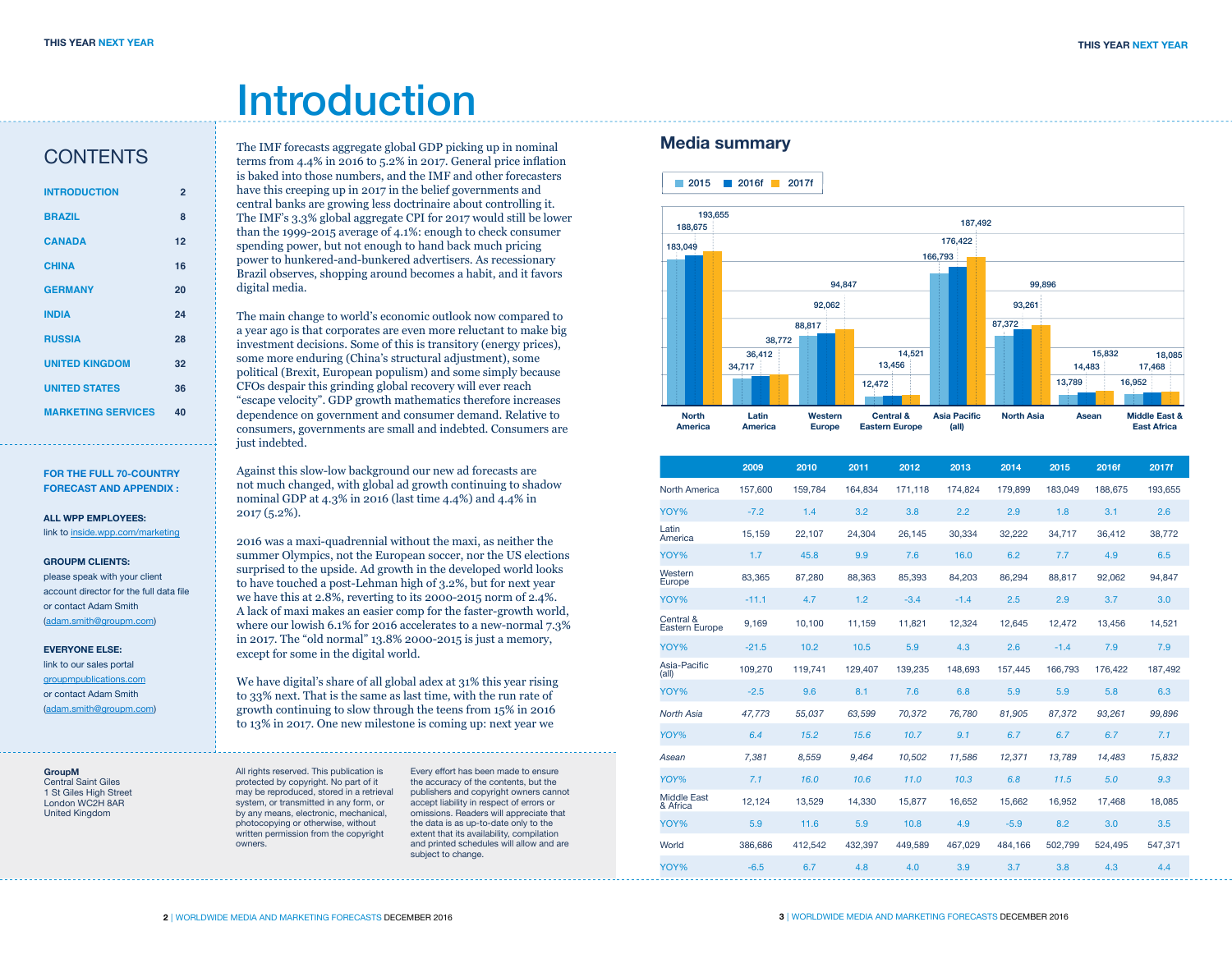# Introduction

## CONTENTS

| | |
|---|---|
| INTRODUCTION | 2 |
| BRAZIL | 8 |
| CANADA | 12 |
| CHINA | 16 |
| GERMANY | 20 |
| INDIA | 24 |
| RUSSIA | 28 |
| UNITED KINGDOM | 32 |
| UNITED STATES | 36 |
| MARKETING SERVICES | 40 |

**FOR THE FULL 70-COUNTRY FORECAST AND APPENDIX :**

**ALL WPP EMPLOYEES:**
link to inside.wpp.com/marketing

**GROUPM CLIENTS:**
please speak with your client account director for the full data file or contact Adam Smith (adam.smith@groupm.com)

**EVERYONE ELSE:**
link to our sales portal groupmpublications.com or contact Adam Smith (adam.smith@groupm.com)

The IMF forecasts aggregate global GDP picking up in nominal terms from 4.4% in 2016 to 5.2% in 2017. General price inflation is baked into those numbers, and the IMF and other forecasters have this creeping up in 2017 in the belief governments and central banks are growing less doctrinaire about controlling it. The IMF's 3.3% global aggregate CPI for 2017 would still be lower than the 1999-2015 average of 4.1%: enough to check consumer spending power, but not enough to hand back much pricing power to hunkered-and-bunkered advertisers. As recessionary Brazil observes, shopping around becomes a habit, and it favors digital media.

The main change to world's economic outlook now compared to a year ago is that corporates are even more reluctant to make big investment decisions. Some of this is transitory (energy prices), some more enduring (China's structural adjustment), some political (Brexit, European populism) and some simply because CFOs despair this grinding global recovery will ever reach "escape velocity". GDP growth mathematics therefore increases dependence on government and consumer demand. Relative to consumers, governments are small and indebted. Consumers are just indebted.

Against this slow-low background our new ad forecasts are not much changed, with global ad growth continuing to shadow nominal GDP at 4.3% in 2016 (last time 4.4%) and 4.4% in 2017 (5.2%).

2016 was a maxi-quadrennial without the maxi, as neither the summer Olympics, not the European soccer, nor the US elections surprised to the upside. Ad growth in the developed world looks to have touched a post-Lehman high of 3.2%, but for next year we have this at 2.8%, reverting to its 2000-2015 norm of 2.4%. A lack of maxi makes an easier comp for the faster-growth world, where our lowish 6.1% for 2016 accelerates to a new-normal 7.3% in 2017. The "old normal" 13.8% 2000-2015 is just a memory, except for some in the digital world.

We have digital's share of all global adex at 31% this year rising to 33% next. That is the same as last time, with the run rate of growth continuing to slow through the teens from 15% in 2016 to 13% in 2017. One new milestone is coming up: next year we

**GroupM**
Central Saint Giles
1 St Giles High Street
London WC2H 8AR
United Kingdom

All rights reserved. This publication is protected by copyright. No part of it may be reproduced, stored in a retrieval system, or transmitted in any form, or by any means, electronic, mechanical, photocopying or otherwise, without written permission from the copyright owners.

Every effort has been made to ensure the accuracy of the contents, but the publishers and copyright owners cannot accept liability in respect of errors or omissions. Readers will appreciate that the data is as up-to-date only to the extent that its availability, compilation and printed schedules will allow and are subject to change.

## Media summary

| | 2015 | 2016f | 2017f |
|---|---|---|---|
| North America | 183,049 | 188,675 | 193,655 |
| Latin America | 34,717 | 36,412 | 38,772 |
| Western Europe | 88,817 | 92,062 | 94,847 |
| Central & Eastern Europe | 12,472 | 13,456 | 14,521 |
| Asia Pacific (all) | 166,793 | 176,422 | 187,492 |
| North Asia | 87,372 | 93,261 | 99,896 |
| Asean | 13,789 | 14,483 | 15,832 |
| Middle East & East Africa | 16,952 | 17,468 | 18,085 |

| | 2009 | 2010 | 2011 | 2012 | 2013 | 2014 | 2015 | 2016f | 2017f |
|---|---|---|---|---|---|---|---|---|---|
| North America | 157,600 | 159,784 | 164,834 | 171,118 | 174,824 | 179,899 | 183,049 | 188,675 | 193,655 |
| YOY% | -7.2 | 1.4 | 3.2 | 3.8 | 2.2 | 2.9 | 1.8 | 3.1 | 2.6 |
| Latin America | 15,159 | 22,107 | 24,304 | 26,145 | 30,334 | 32,222 | 34,717 | 36,412 | 38,772 |
| YOY% | 1.7 | 45.8 | 9.9 | 7.6 | 16.0 | 6.2 | 7.7 | 4.9 | 6.5 |
| Western Europe | 83,365 | 87,280 | 88,363 | 85,393 | 84,203 | 86,294 | 88,817 | 92,062 | 94,847 |
| YOY% | -11.1 | 4.7 | 1.2 | -3.4 | -1.4 | 2.5 | 2.9 | 3.7 | 3.0 |
| Central & Eastern Europe | 9,169 | 10,100 | 11,159 | 11,821 | 12,324 | 12,645 | 12,472 | 13,456 | 14,521 |
| YOY% | -21.5 | 10.2 | 10.5 | 5.9 | 4.3 | 2.6 | -1.4 | 7.9 | 7.9 |
| Asia-Pacific (all) | 109,270 | 119,741 | 129,407 | 139,235 | 148,693 | 157,445 | 166,793 | 176,422 | 187,492 |
| YOY% | -2.5 | 9.6 | 8.1 | 7.6 | 6.8 | 5.9 | 5.9 | 5.8 | 6.3 |
| *North Asia* | *47,773* | *55,037* | *63,599* | *70,372* | *76,780* | *81,905* | *87,372* | *93,261* | *99,896* |
| *YOY%* | *6.4* | *15.2* | *15.6* | *10.7* | *9.1* | *6.7* | *6.7* | *6.7* | *7.1* |
| *Asean* | *7,381* | *8,559* | *9,464* | *10,502* | *11,586* | *12,371* | *13,789* | *14,483* | *15,832* |
| *YOY%* | *7.1* | *16.0* | *10.6* | *11.0* | *10.3* | *6.8* | *11.5* | *5.0* | *9.3* |
| Middle East & Africa | 12,124 | 13,529 | 14,330 | 15,877 | 16,652 | 15,662 | 16,952 | 17,468 | 18,085 |
| YOY% | 5.9 | 11.6 | 5.9 | 10.8 | 4.9 | -5.9 | 8.2 | 3.0 | 3.5 |
| World | 386,686 | 412,542 | 432,397 | 449,589 | 467,029 | 484,166 | 502,799 | 524,495 | 547,371 |
| YOY% | -6.5 | 6.7 | 4.8 | 4.0 | 3.9 | 3.7 | 3.8 | 4.3 | 4.4 |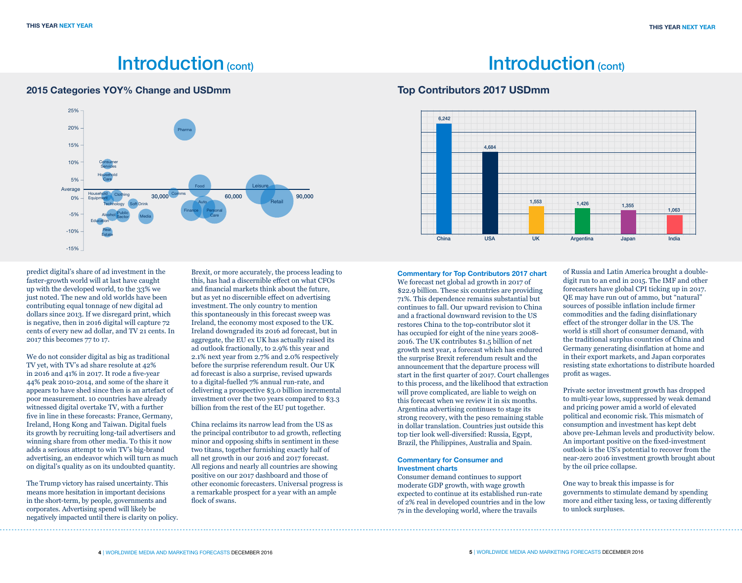# Introduction (cont)

## 2015 Categories YOY% Change and USDmm

predict digital's share of ad investment in the faster-growth world will at last have caught up with the developed world, to the 33% we just noted. The new and old worlds have been contributing equal tonnage of new digital ad dollars since 2013. If we disregard print, which is negative, then in 2016 digital will capture 72 cents of every new ad dollar, and TV 21 cents. In 2017 this becomes 77 to 17.

We do not consider digital as big as traditional TV yet, with TV's ad share resolute at 42% in 2016 and 41% in 2017. It rode a five-year 44% peak 2010-2014, and some of the share it appears to have shed since then is an artefact of poor measurement. 10 countries have already witnessed digital overtake TV, with a further five in line in these forecasts: France, Germany, Ireland, Hong Kong and Taiwan. Digital fuels its growth by recruiting long-tail advertisers and winning share from other media. To this it now adds a serious attempt to win TV's big-brand advertising, an endeavor which will turn as much on digital's quality as on its undoubted quantity.

The Trump victory has raised uncertainty. This means more hesitation in important decisions in the short-term, by people, governments and corporates. Advertising spend will likely be negatively impacted until there is clarity on policy. Brexit, or more accurately, the process leading to this, has had a discernible effect on what CFOs and financial markets think about the future, but as yet no discernible effect on advertising investment. The only country to mention this spontaneously in this forecast sweep was Ireland, the economy most exposed to the UK. Ireland downgraded its 2016 ad forecast, but in aggregate, the EU ex UK has actually raised its ad outlook fractionally, to 2.9% this year and 2.1% next year from 2.7% and 2.0% respectively before the surprise referendum result. Our UK ad forecast is also a surprise, revised upwards to a digital-fuelled 7% annual run-rate, and delivering a prospective $3.0 billion incremental investment over the two years compared to $3.3 billion from the rest of the EU put together.

China reclaims its narrow lead from the US as the principal contributor to ad growth, reflecting minor and opposing shifts in sentiment in these two titans, together furnishing exactly half of all net growth in our 2016 and 2017 forecast. All regions and nearly all countries are showing positive on our 2017 dashboard and those of other economic forecasters. Universal progress is a remarkable prospect for a year with an ample flock of swans.

# Introduction (cont)

## Top Contributors 2017 USDmm

| Country | USDmm |
|---|---|
| China | 6,242 |
| USA | 4,684 |
| UK | 1,553 |
| Argentina | 1,426 |
| Japan | 1,355 |
| India | 1,063 |

### Commentary for Top Contributors 2017 chart

We forecast net global ad growth in 2017 of $22.9 billion. These six countries are providing 71%. This dependence remains substantial but continues to fall. Our upward revision to China and a fractional downward revision to the US restores China to the top-contributor slot it has occupied for eight of the nine years 2008-2016. The UK contributes $1.5 billion of net growth next year, a forecast which has endured the surprise Brexit referendum result and the announcement that the departure process will start in the first quarter of 2017. Court challenges to this process, and the likelihood that extraction will prove complicated, are liable to weigh on this forecast when we review it in six months. Argentina advertising continues to stage its strong recovery, with the peso remaining stable in dollar translation. Countries just outside this top tier look well-diversified: Russia, Egypt, Brazil, the Philippines, Australia and Spain.

### Commentary for Consumer and Investment charts

Consumer demand continues to support moderate GDP growth, with wage growth expected to continue at its established run-rate of 2% real in developed countries and in the low 7s in the developing world, where the travails of Russia and Latin America brought a double-digit run to an end in 2015. The IMF and other forecasters have global CPI ticking up in 2017. QE may have run out of ammo, but "natural" sources of possible inflation include firmer commodities and the fading disinflationary effect of the stronger dollar in the US. The world is still short of consumer demand, with the traditional surplus countries of China and Germany generating disinflation at home and in their export markets, and Japan corporates resisting state exhortations to distribute hoarded profit as wages.

Private sector investment growth has dropped to multi-year lows, suppressed by weak demand and pricing power amid a world of elevated political and economic risk. This mismatch of consumption and investment has kept debt above pre-Lehman levels and productivity below. An important positive on the fixed-investment outlook is the US's potential to recover from the near-zero 2016 investment growth brought about by the oil price collapse.

One way to break this impasse is for governments to stimulate demand by spending more and either taxing less, or taxing differently to unlock surpluses.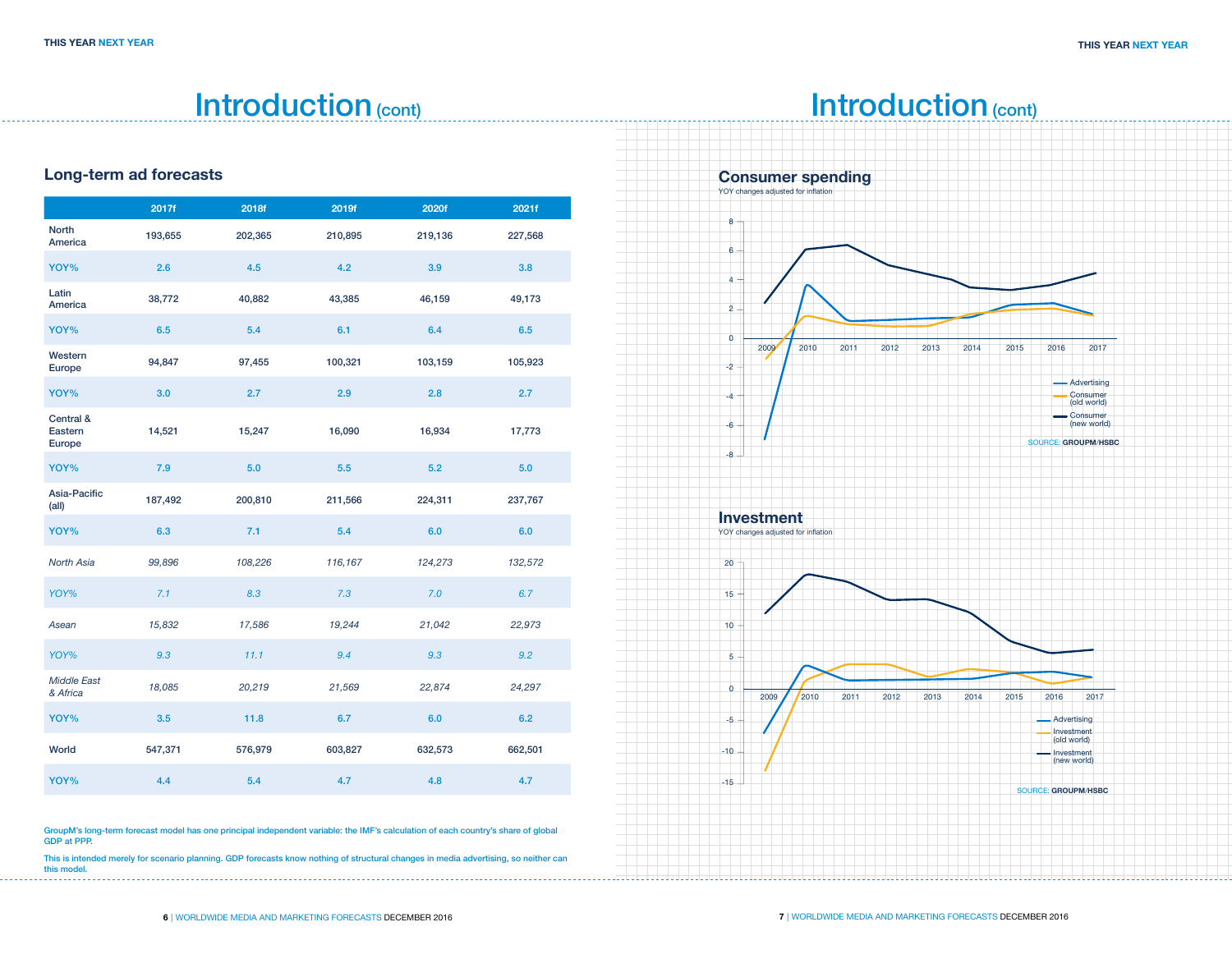# Introduction (cont)

## Long-term ad forecasts

| | 2017f | 2018f | 2019f | 2020f | 2021f |
|---|---|---|---|---|---|
| North America | 193,655 | 202,365 | 210,895 | 219,136 | 227,568 |
| YOY% | 2.6 | 4.5 | 4.2 | 3.9 | 3.8 |
| Latin America | 38,772 | 40,882 | 43,385 | 46,159 | 49,173 |
| YOY% | 6.5 | 5.4 | 6.1 | 6.4 | 6.5 |
| Western Europe | 94,847 | 97,455 | 100,321 | 103,159 | 105,923 |
| YOY% | 3.0 | 2.7 | 2.9 | 2.8 | 2.7 |
| Central & Eastern Europe | 14,521 | 15,247 | 16,090 | 16,934 | 17,773 |
| YOY% | 7.9 | 5.0 | 5.5 | 5.2 | 5.0 |
| Asia-Pacific (all) | 187,492 | 200,810 | 211,566 | 224,311 | 237,767 |
| YOY% | 6.3 | 7.1 | 5.4 | 6.0 | 6.0 |
| *North Asia* | *99,896* | *108,226* | *116,167* | *124,273* | *132,572* |
| *YOY%* | *7.1* | *8.3* | *7.3* | *7.0* | *6.7* |
| *Asean* | *15,832* | *17,586* | *19,244* | *21,042* | *22,973* |
| *YOY%* | *9.3* | *11.1* | *9.4* | *9.3* | *9.2* |
| *Middle East & Africa* | *18,085* | *20,219* | *21,569* | *22,874* | *24,297* |
| YOY% | 3.5 | 11.8 | 6.7 | 6.0 | 6.2 |
| World | 547,371 | 576,979 | 603,827 | 632,573 | 662,501 |
| YOY% | 4.4 | 5.4 | 4.7 | 4.8 | 4.7 |

GroupM's long-term forecast model has one principal independent variable: the IMF's calculation of each country's share of global GDP at PPP.

This is intended merely for scenario planning. GDP forecasts know nothing of structural changes in media advertising, so neither can this model.

# Introduction (cont)

## Consumer spending

YOY changes adjusted for inflation

Legend: Advertising; Consumer (old world); Consumer (new world)

SOURCE: GROUPM/HSBC

## Investment

YOY changes adjusted for inflation

Legend: Advertising; Investment (old world); Investment (new world)

SOURCE: GROUPM/HSBC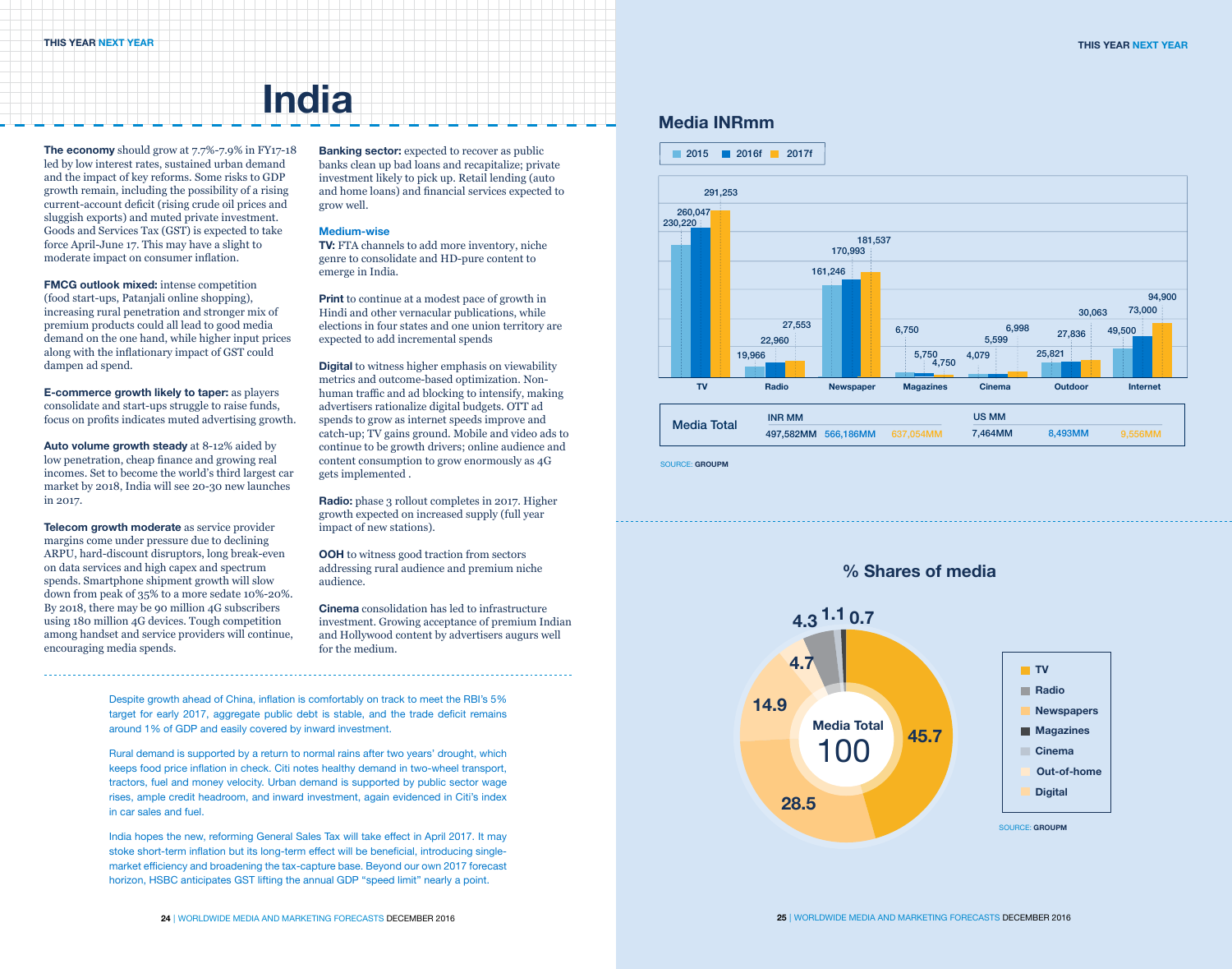# India

**The economy** should grow at 7.7%-7.9% in FY17-18 led by low interest rates, sustained urban demand and the impact of key reforms. Some risks to GDP growth remain, including the possibility of a rising current-account deficit (rising crude oil prices and sluggish exports) and muted private investment. Goods and Services Tax (GST) is expected to take force April-June 17. This may have a slight to moderate impact on consumer inflation.

**FMCG outlook mixed:** intense competition (food start-ups, Patanjali online shopping), increasing rural penetration and stronger mix of premium products could all lead to good media demand on the one hand, while higher input prices along with the inflationary impact of GST could dampen ad spend.

**E-commerce growth likely to taper:** as players consolidate and start-ups struggle to raise funds, focus on profits indicates muted advertising growth.

**Auto volume growth steady** at 8-12% aided by low penetration, cheap finance and growing real incomes. Set to become the world's third largest car market by 2018, India will see 20-30 new launches in 2017.

**Telecom growth moderate** as service provider margins come under pressure due to declining ARPU, hard-discount disruptors, long break-even on data services and high capex and spectrum spends. Smartphone shipment growth will slow down from peak of 35% to a more sedate 10%-20%. By 2018, there may be 90 million 4G subscribers using 180 million 4G devices. Tough competition among handset and service providers will continue, encouraging media spends.

**Banking sector:** expected to recover as public banks clean up bad loans and recapitalize; private investment likely to pick up. Retail lending (auto and home loans) and financial services expected to grow well.

### Medium-wise

**TV:** FTA channels to add more inventory, niche genre to consolidate and HD-pure content to emerge in India.

**Print** to continue at a modest pace of growth in Hindi and other vernacular publications, while elections in four states and one union territory are expected to add incremental spends

**Digital** to witness higher emphasis on viewability metrics and outcome-based optimization. Non-human traffic and ad blocking to intensify, making advertisers rationalize digital budgets. OTT ad spends to grow as internet speeds improve and catch-up; TV gains ground. Mobile and video ads to continue to be growth drivers; online audience and content consumption to grow enormously as 4G gets implemented .

**Radio:** phase 3 rollout completes in 2017. Higher growth expected on increased supply (full year impact of new stations).

**OOH** to witness good traction from sectors addressing rural audience and premium niche audience.

**Cinema** consolidation has led to infrastructure investment. Growing acceptance of premium Indian and Hollywood content by advertisers augurs well for the medium.

Despite growth ahead of China, inflation is comfortably on track to meet the RBI's 5% target for early 2017, aggregate public debt is stable, and the trade deficit remains around 1% of GDP and easily covered by inward investment.

Rural demand is supported by a return to normal rains after two years' drought, which keeps food price inflation in check. Citi notes healthy demand in two-wheel transport, tractors, fuel and money velocity. Urban demand is supported by public sector wage rises, ample credit headroom, and inward investment, again evidenced in Citi's index in car sales and fuel.

India hopes the new, reforming General Sales Tax will take effect in April 2017. It may stoke short-term inflation but its long-term effect will be beneficial, introducing single-market efficiency and broadening the tax-capture base. Beyond our own 2017 forecast horizon, HSBC anticipates GST lifting the annual GDP "speed limit" nearly a point.

## Media INRmm

| | 2015 | 2016f | 2017f |
|---|---|---|---|
| TV | 230,220 | 260,047 | 291,253 |
| Radio | 19,966 | 22,960 | 27,553 |
| Newspaper | 161,246 | 170,993 | 181,537 |
| Magazines | 6,750 | 5,750 | 4,750 |
| Cinema | 4,079 | 5,599 | 6,998 |
| Outdoor | 25,821 | 27,836 | 30,063 |
| Internet | 49,500 | 73,000 | 94,900 |

| Media Total | INR MM | | | US MM | | |
|---|---|---|---|---|---|---|
| | 497,582MM | 566,186MM | 637,054MM | 7,464MM | 8,493MM | 9,556MM |

SOURCE: GROUPM

## % Shares of media

| Medium | % |
|---|---|
| TV | 45.7 |
| Radio | 4.3 |
| Newspapers | 28.5 |
| Magazines | 0.7 |
| Cinema | 1.1 |
| Out-of-home | 4.7 |
| Digital | 14.9 |
| Media Total | 100 |

SOURCE: GROUPM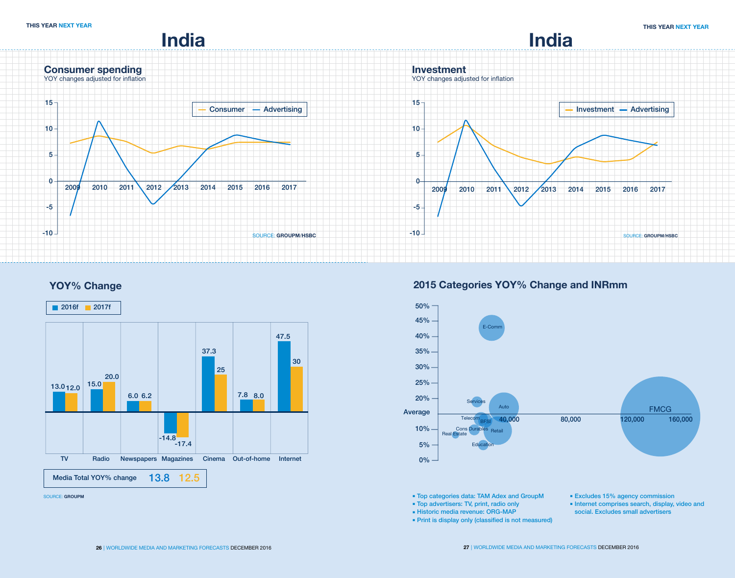# India

## Consumer spending

YOY changes adjusted for inflation

Consumer — Advertising

15
10
5
0
-5
-10

2009 2010 2011 2012 2013 2014 2015 2016 2017

SOURCE: GROUPM/HSBC

## YOY% Change

2016f 2017f

TV 13.0 12.0
Radio 15.0 20.0
Newspapers 6.0 6.2
Magazines -14.8 -17.4
Cinema 37.3 25
Out-of-home 7.8 8.0
Internet 47.5 30

Media Total YOY% change 13.8 12.5

SOURCE: GROUPM

# India

## Investment

YOY changes adjusted for inflation

Investment — Advertising

15
10
5
0
-5
-10

2009 2010 2011 2012 2013 2014 2015 2016 2017

SOURCE: GROUPM/HSBC

## 2015 Categories YOY% Change and INRmm

50%
45%
40%
35%
30%
25%
20%
Average
10%
5%
0%

40,000 80,000 120,000 160,000

E-Comm
Services
Auto
FMCG
Telecom
BFSI
Cons Durables
Retail
Real Estate
Education

- Top categories data: TAM Adex and GroupM
- Top advertisers: TV, print, radio only
- Historic media revenue: ORG-MAP
- Print is display only (classified is not measured)
- Excludes 15% agency commission
- Internet comprises search, display, video and social. Excludes small advertisers